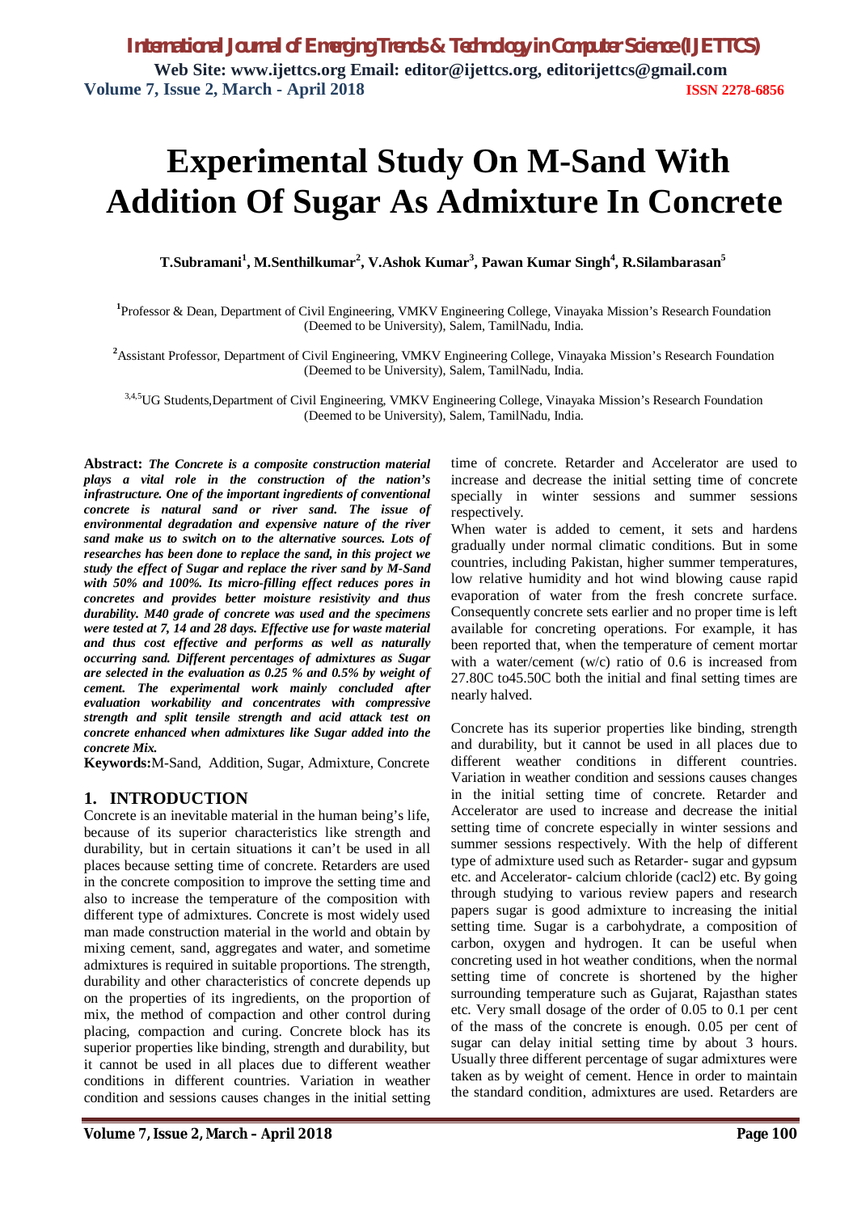# Experimental Study On M-Sand With Addition Of Sugar As Admixture In Concrete

**T.Subramani[1], M.Senthilkumar[2], V.Ashok Kumar[3], Pawan Kumar Singh[4], R.Silambarasan[5]**

[1]Professor & Dean, Department of Civil Engineering, VMKV Engineering College, Vinayaka Mission's Research Foundation (Deemed to be University), Salem, TamilNadu, India.

[2]Assistant Professor, Department of Civil Engineering, VMKV Engineering College, Vinayaka Mission's Research Foundation (Deemed to be University), Salem, TamilNadu, India.

[3,4,5]UG Students,Department of Civil Engineering, VMKV Engineering College, Vinayaka Mission's Research Foundation (Deemed to be University), Salem, TamilNadu, India.

**Abstract:** ***The Concrete is a composite construction material plays a vital role in the construction of the nation's infrastructure. One of the important ingredients of conventional concrete is natural sand or river sand. The issue of environmental degradation and expensive nature of the river sand make us to switch on to the alternative sources. Lots of researches has been done to replace the sand, in this project we study the effect of Sugar and replace the river sand by M-Sand with 50% and 100%. Its micro-filling effect reduces pores in concretes and provides better moisture resistivity and thus durability. M40 grade of concrete was used and the specimens were tested at 7, 14 and 28 days. Effective use for waste material and thus cost effective and performs as well as naturally occurring sand. Different percentages of admixtures as Sugar are selected in the evaluation as 0.25 % and 0.5% by weight of cement. The experimental work mainly concluded after evaluation workability and concentrates with compressive strength and split tensile strength and acid attack test on concrete enhanced when admixtures like Sugar added into the concrete Mix.***

**Keywords:** M-Sand, Addition, Sugar, Admixture, Concrete

## 1. INTRODUCTION

Concrete is an inevitable material in the human being's life, because of its superior characteristics like strength and durability, but in certain situations it can't be used in all places because setting time of concrete. Retarders are used in the concrete composition to improve the setting time and also to increase the temperature of the composition with different type of admixtures. Concrete is most widely used man made construction material in the world and obtain by mixing cement, sand, aggregates and water, and sometime admixtures is required in suitable proportions. The strength, durability and other characteristics of concrete depends up on the properties of its ingredients, on the proportion of mix, the method of compaction and other control during placing, compaction and curing. Concrete block has its superior properties like binding, strength and durability, but it cannot be used in all places due to different weather conditions in different countries. Variation in weather condition and sessions causes changes in the initial setting time of concrete. Retarder and Accelerator are used to increase and decrease the initial setting time of concrete specially in winter sessions and summer sessions respectively.

When water is added to cement, it sets and hardens gradually under normal climatic conditions. But in some countries, including Pakistan, higher summer temperatures, low relative humidity and hot wind blowing cause rapid evaporation of water from the fresh concrete surface. Consequently concrete sets earlier and no proper time is left available for concreting operations. For example, it has been reported that, when the temperature of cement mortar with a water/cement (w/c) ratio of 0.6 is increased from 27.80C to45.50C both the initial and final setting times are nearly halved.

Concrete has its superior properties like binding, strength and durability, but it cannot be used in all places due to different weather conditions in different countries. Variation in weather condition and sessions causes changes in the initial setting time of concrete. Retarder and Accelerator are used to increase and decrease the initial setting time of concrete especially in winter sessions and summer sessions respectively. With the help of different type of admixture used such as Retarder- sugar and gypsum etc. and Accelerator- calcium chloride (cacl2) etc. By going through studying to various review papers and research papers sugar is good admixture to increasing the initial setting time. Sugar is a carbohydrate, a composition of carbon, oxygen and hydrogen. It can be useful when concreting used in hot weather conditions, when the normal setting time of concrete is shortened by the higher surrounding temperature such as Gujarat, Rajasthan states etc. Very small dosage of the order of 0.05 to 0.1 per cent of the mass of the concrete is enough. 0.05 per cent of sugar can delay initial setting time by about 3 hours. Usually three different percentage of sugar admixtures were taken as by weight of cement. Hence in order to maintain the standard condition, admixtures are used. Retarders are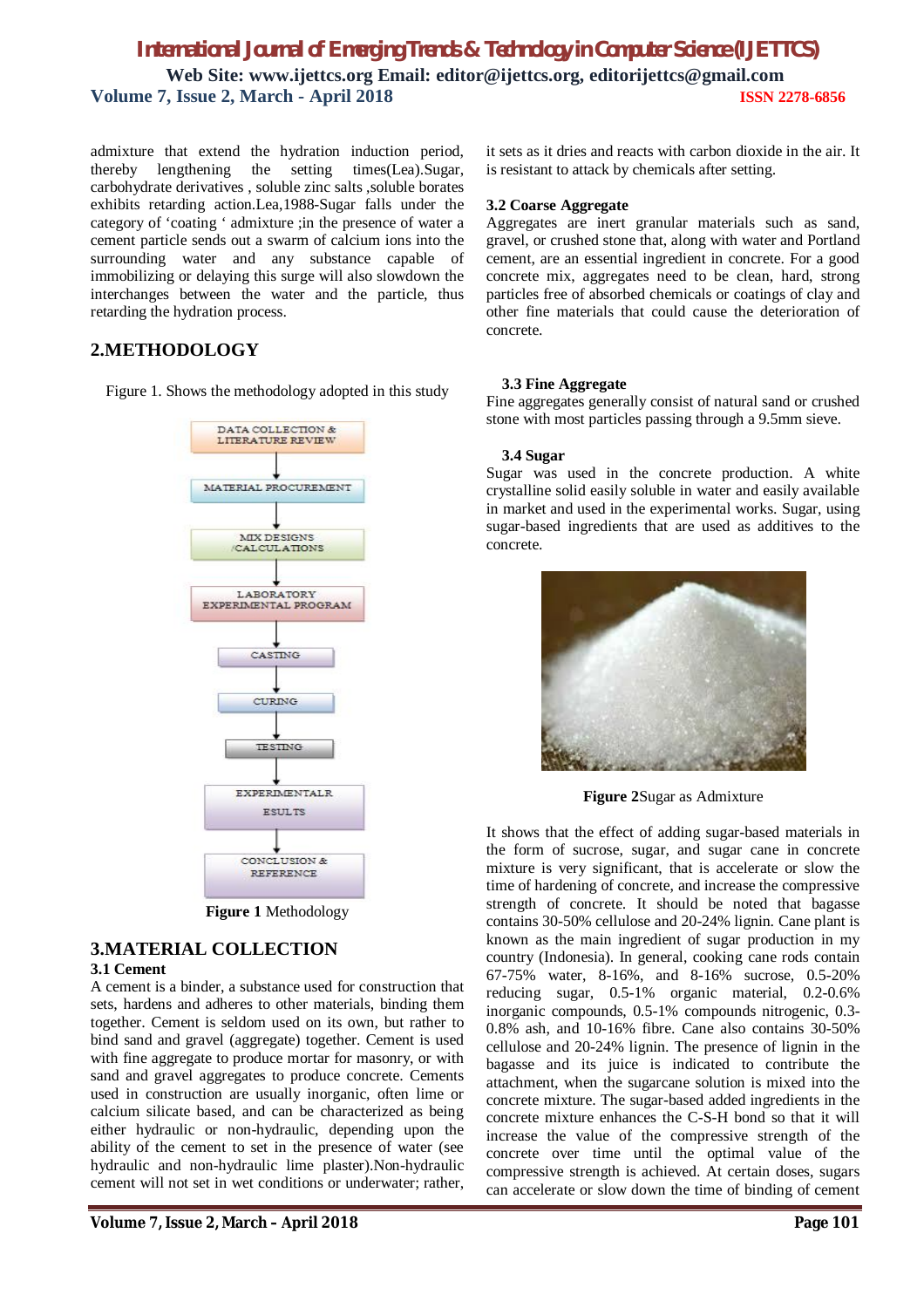admixture that extend the hydration induction period, thereby lengthening the setting times(Lea).Sugar, carbohydrate derivatives , soluble zinc salts ,soluble borates exhibits retarding action.Lea,1988-Sugar falls under the category of 'coating ' admixture ;in the presence of water a cement particle sends out a swarm of calcium ions into the surrounding water and any substance capable of immobilizing or delaying this surge will also slowdown the interchanges between the water and the particle, thus retarding the hydration process.

## 2.METHODOLOGY

Figure 1. Shows the methodology adopted in this study

DATA COLLECTION & LITERATURE REVIEW → MATERIAL PROCUREMENT → MIX DESIGNS /CALCULATIONS → LABORATORY EXPERIMENTAL PROGRAM → CASTING → CURING → TESTING → EXPERIMENTALR ESULTS → CONCLUSION & REFERENCE

**Figure 1** Methodology

## 3.MATERIAL COLLECTION

### 3.1 Cement

A cement is a binder, a substance used for construction that sets, hardens and adheres to other materials, binding them together. Cement is seldom used on its own, but rather to bind sand and gravel (aggregate) together. Cement is used with fine aggregate to produce mortar for masonry, or with sand and gravel aggregates to produce concrete. Cements used in construction are usually inorganic, often lime or calcium silicate based, and can be characterized as being either hydraulic or non-hydraulic, depending upon the ability of the cement to set in the presence of water (see hydraulic and non-hydraulic lime plaster).Non-hydraulic cement will not set in wet conditions or underwater; rather, it sets as it dries and reacts with carbon dioxide in the air. It is resistant to attack by chemicals after setting.

### 3.2 Coarse Aggregate

Aggregates are inert granular materials such as sand, gravel, or crushed stone that, along with water and Portland cement, are an essential ingredient in concrete. For a good concrete mix, aggregates need to be clean, hard, strong particles free of absorbed chemicals or coatings of clay and other fine materials that could cause the deterioration of concrete.

### 3.3 Fine Aggregate

Fine aggregates generally consist of natural sand or crushed stone with most particles passing through a 9.5mm sieve.

### 3.4 Sugar

Sugar was used in the concrete production. A white crystalline solid easily soluble in water and easily available in market and used in the experimental works. Sugar, using sugar-based ingredients that are used as additives to the concrete.

**Figure 2**Sugar as Admixture

It shows that the effect of adding sugar-based materials in the form of sucrose, sugar, and sugar cane in concrete mixture is very significant, that is accelerate or slow the time of hardening of concrete, and increase the compressive strength of concrete. It should be noted that bagasse contains 30-50% cellulose and 20-24% lignin. Cane plant is known as the main ingredient of sugar production in my country (Indonesia). In general, cooking cane rods contain 67-75% water, 8-16%, and 8-16% sucrose, 0.5-20% reducing sugar, 0.5-1% organic material, 0.2-0.6% inorganic compounds, 0.5-1% compounds nitrogenic, 0.3-0.8% ash, and 10-16% fibre. Cane also contains 30-50% cellulose and 20-24% lignin. The presence of lignin in the bagasse and its juice is indicated to contribute the attachment, when the sugarcane solution is mixed into the concrete mixture. The sugar-based added ingredients in the concrete mixture enhances the C-S-H bond so that it will increase the value of the compressive strength of the concrete over time until the optimal value of the compressive strength is achieved. At certain doses, sugars can accelerate or slow down the time of binding of cement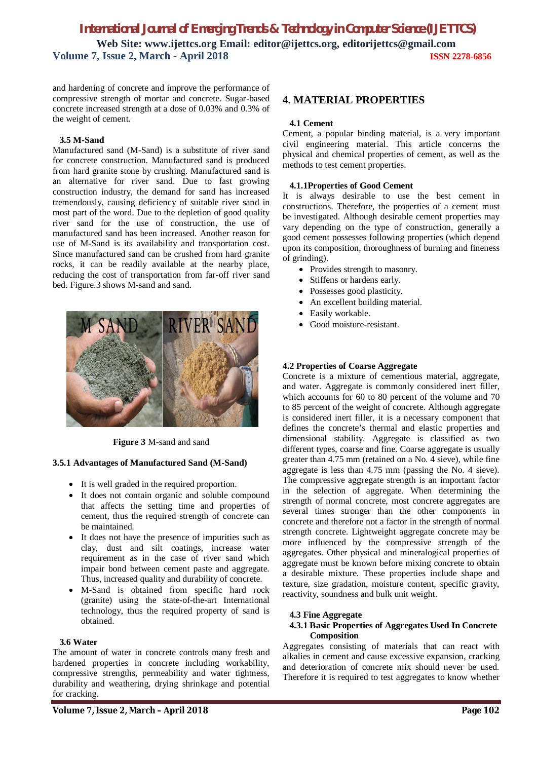and hardening of concrete and improve the performance of compressive strength of mortar and concrete. Sugar-based concrete increased strength at a dose of 0.03% and 0.3% of the weight of cement.

### 3.5 M-Sand

Manufactured sand (M-Sand) is a substitute of river sand for concrete construction. Manufactured sand is produced from hard granite stone by crushing. Manufactured sand is an alternative for river sand. Due to fast growing construction industry, the demand for sand has increased tremendously, causing deficiency of suitable river sand in most part of the word. Due to the depletion of good quality river sand for the use of construction, the use of manufactured sand has been increased. Another reason for use of M-Sand is its availability and transportation cost. Since manufactured sand can be crushed from hard granite rocks, it can be readily available at the nearby place, reducing the cost of transportation from far-off river sand bed. Figure.3 shows M-sand and sand.

**Figure 3** M-sand and sand

#### 3.5.1 Advantages of Manufactured Sand (M-Sand)

- It is well graded in the required proportion.
- It does not contain organic and soluble compound that affects the setting time and properties of cement, thus the required strength of concrete can be maintained.
- It does not have the presence of impurities such as clay, dust and silt coatings, increase water requirement as in the case of river sand which impair bond between cement paste and aggregate. Thus, increased quality and durability of concrete.
- M-Sand is obtained from specific hard rock (granite) using the state-of-the-art International technology, thus the required property of sand is obtained.

### 3.6 Water

The amount of water in concrete controls many fresh and hardened properties in concrete including workability, compressive strengths, permeability and water tightness, durability and weathering, drying shrinkage and potential for cracking.

## 4. MATERIAL PROPERTIES

### 4.1 Cement

Cement, a popular binding material, is a very important civil engineering material. This article concerns the physical and chemical properties of cement, as well as the methods to test cement properties.

#### 4.1.1Properties of Good Cement

It is always desirable to use the best cement in constructions. Therefore, the properties of a cement must be investigated. Although desirable cement properties may vary depending on the type of construction, generally a good cement possesses following properties (which depend upon its composition, thoroughness of burning and fineness of grinding).

- Provides strength to masonry.
- Stiffens or hardens early.
- Possesses good plasticity.
- An excellent building material.
- Easily workable.
- Good moisture-resistant.

### 4.2 Properties of Coarse Aggregate

Concrete is a mixture of cementious material, aggregate, and water. Aggregate is commonly considered inert filler, which accounts for 60 to 80 percent of the volume and 70 to 85 percent of the weight of concrete. Although aggregate is considered inert filler, it is a necessary component that defines the concrete's thermal and elastic properties and dimensional stability. Aggregate is classified as two different types, coarse and fine. Coarse aggregate is usually greater than 4.75 mm (retained on a No. 4 sieve), while fine aggregate is less than 4.75 mm (passing the No. 4 sieve). The compressive aggregate strength is an important factor in the selection of aggregate. When determining the strength of normal concrete, most concrete aggregates are several times stronger than the other components in concrete and therefore not a factor in the strength of normal strength concrete. Lightweight aggregate concrete may be more influenced by the compressive strength of the aggregates. Other physical and mineralogical properties of aggregate must be known before mixing concrete to obtain a desirable mixture. These properties include shape and texture, size gradation, moisture content, specific gravity, reactivity, soundness and bulk unit weight.

### 4.3 Fine Aggregate

#### 4.3.1 Basic Properties of Aggregates Used In Concrete Composition

Aggregates consisting of materials that can react with alkalies in cement and cause excessive expansion, cracking and deterioration of concrete mix should never be used. Therefore it is required to test aggregates to know whether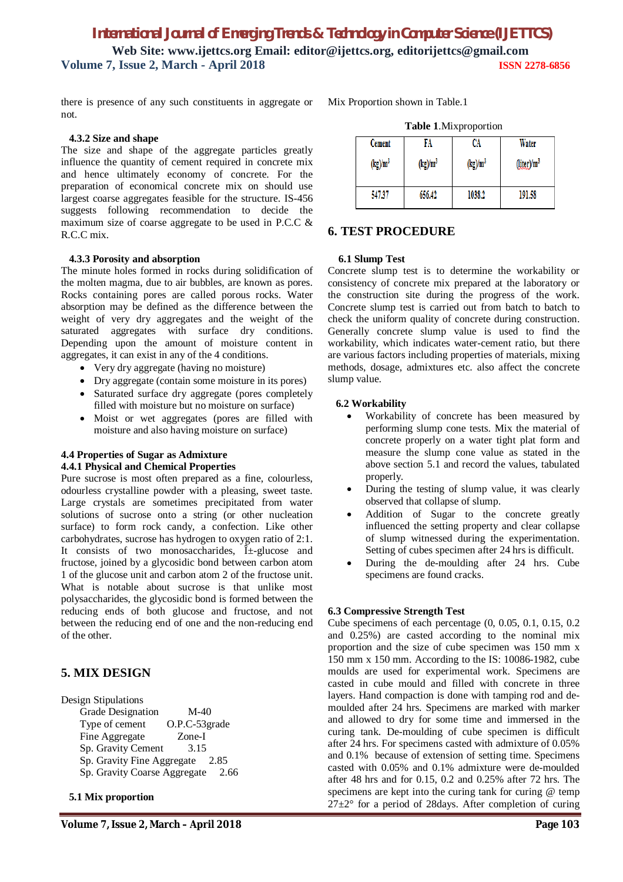there is presence of any such constituents in aggregate or not.

#### 4.3.2 Size and shape

The size and shape of the aggregate particles greatly influence the quantity of cement required in concrete mix and hence ultimately economy of concrete. For the preparation of economical concrete mix on should use largest coarse aggregates feasible for the structure. IS-456 suggests following recommendation to decide the maximum size of coarse aggregate to be used in P.C.C & R.C.C mix.

#### 4.3.3 Porosity and absorption

The minute holes formed in rocks during solidification of the molten magma, due to air bubbles, are known as pores. Rocks containing pores are called porous rocks. Water absorption may be defined as the difference between the weight of very dry aggregates and the weight of the saturated aggregates with surface dry conditions. Depending upon the amount of moisture content in aggregates, it can exist in any of the 4 conditions.

- Very dry aggregate (having no moisture)
- Dry aggregate (contain some moisture in its pores)
- Saturated surface dry aggregate (pores completely filled with moisture but no moisture on surface)
- Moist or wet aggregates (pores are filled with moisture and also having moisture on surface)

### 4.4 Properties of Sugar as Admixture

#### 4.4.1 Physical and Chemical Properties

Pure sucrose is most often prepared as a fine, colourless, odourless crystalline powder with a pleasing, sweet taste. Large crystals are sometimes precipitated from water solutions of sucrose onto a string (or other nucleation surface) to form rock candy, a confection. Like other carbohydrates, sucrose has hydrogen to oxygen ratio of 2:1. It consists of two monosaccharides, Î±-glucose and fructose, joined by a glycosidic bond between carbon atom 1 of the glucose unit and carbon atom 2 of the fructose unit. What is notable about sucrose is that unlike most polysaccharides, the glycosidic bond is formed between the reducing ends of both glucose and fructose, and not between the reducing end of one and the non-reducing end of the other.

## 5. MIX DESIGN

Design Stipulations

Grade Designation M-40
Type of cement O.P.C-53grade
Fine Aggregate Zone-I
Sp. Gravity Cement 3.15
Sp. Gravity Fine Aggregate 2.85
Sp. Gravity Coarse Aggregate 2.66

### 5.1 Mix proportion

Mix Proportion shown in Table.1

**Table 1**.Mixproportion

| Cement (kg)/m³ | FA (kg)/m³ | CA (kg)/m³ | Water (liter)/m³ |
|---|---|---|---|
| 547.37 | 656.42 | 1038.2 | 191.58 |

## 6. TEST PROCEDURE

### 6.1 Slump Test

Concrete slump test is to determine the workability or consistency of concrete mix prepared at the laboratory or the construction site during the progress of the work. Concrete slump test is carried out from batch to batch to check the uniform quality of concrete during construction. Generally concrete slump value is used to find the workability, which indicates water-cement ratio, but there are various factors including properties of materials, mixing methods, dosage, admixtures etc. also affect the concrete slump value.

### 6.2 Workability

- Workability of concrete has been measured by performing slump cone tests. Mix the material of concrete properly on a water tight plat form and measure the slump cone value as stated in the above section 5.1 and record the values, tabulated properly.
- During the testing of slump value, it was clearly observed that collapse of slump.
- Addition of Sugar to the concrete greatly influenced the setting property and clear collapse of slump witnessed during the experimentation. Setting of cubes specimen after 24 hrs is difficult.
- During the de-moulding after 24 hrs. Cube specimens are found cracks.

### 6.3 Compressive Strength Test

Cube specimens of each percentage (0, 0.05, 0.1, 0.15, 0.2 and 0.25%) are casted according to the nominal mix proportion and the size of cube specimen was 150 mm x 150 mm x 150 mm. According to the IS: 10086-1982, cube moulds are used for experimental work. Specimens are casted in cube mould and filled with concrete in three layers. Hand compaction is done with tamping rod and de-moulded after 24 hrs. Specimens are marked with marker and allowed to dry for some time and immersed in the curing tank. De-moulding of cube specimen is difficult after 24 hrs. For specimens casted with admixture of 0.05% and 0.1% because of extension of setting time. Specimens casted with 0.05% and 0.1% admixture were de-moulded after 48 hrs and for 0.15, 0.2 and 0.25% after 72 hrs. The specimens are kept into the curing tank for curing @ temp 27±2° for a period of 28days. After completion of curing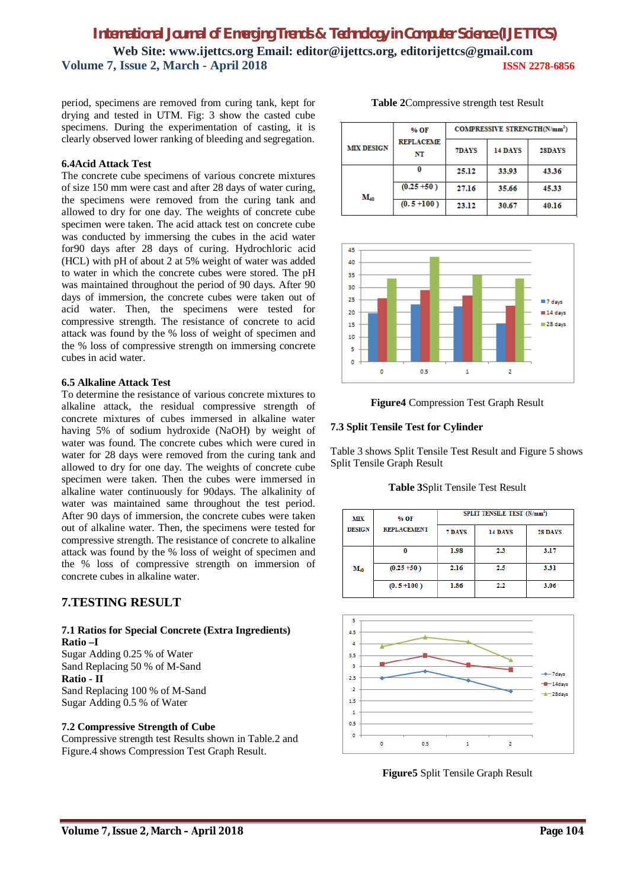period, specimens are removed from curing tank, kept for drying and tested in UTM. Fig: 3 show the casted cube specimens. During the experimentation of casting, it is clearly observed lower ranking of bleeding and segregation.

### 6.4Acid Attack Test

The concrete cube specimens of various concrete mixtures of size 150 mm were cast and after 28 days of water curing, the specimens were removed from the curing tank and allowed to dry for one day. The weights of concrete cube specimen were taken. The acid attack test on concrete cube was conducted by immersing the cubes in the acid water for90 days after 28 days of curing. Hydrochloric acid (HCL) with pH of about 2 at 5% weight of water was added to water in which the concrete cubes were stored. The pH was maintained throughout the period of 90 days. After 90 days of immersion, the concrete cubes were taken out of acid water. Then, the specimens were tested for compressive strength. The resistance of concrete to acid attack was found by the % loss of weight of specimen and the % loss of compressive strength on immersing concrete cubes in acid water.

### 6.5 Alkaline Attack Test

To determine the resistance of various concrete mixtures to alkaline attack, the residual compressive strength of concrete mixtures of cubes immersed in alkaline water having 5% of sodium hydroxide (NaOH) by weight of water was found. The concrete cubes which were cured in water for 28 days were removed from the curing tank and allowed to dry for one day. The weights of concrete cube specimen were taken. Then the cubes were immersed in alkaline water continuously for 90days. The alkalinity of water was maintained same throughout the test period. After 90 days of immersion, the concrete cubes were taken out of alkaline water. Then, the specimens were tested for compressive strength. The resistance of concrete to alkaline attack was found by the % loss of weight of specimen and the % loss of compressive strength on immersion of concrete cubes in alkaline water.

## 7.TESTING RESULT

### 7.1 Ratios for Special Concrete (Extra Ingredients)

**Ratio –I**

Sugar Adding 0.25 % of Water

Sand Replacing 50 % of M-Sand

**Ratio - II**

Sand Replacing 100 % of M-Sand

Sugar Adding 0.5 % of Water

### 7.2 Compressive Strength of Cube

Compressive strength test Results shown in Table.2 and Figure.4 shows Compression Test Graph Result.

**Table 2**Compressive strength test Result

| MIX DESIGN | % OF REPLACEMENT | COMPRESSIVE STRENGTH($N/mm^2$) | | |
|---|---|---|---|---|
| | | 7DAYS | 14 DAYS | 28DAYS |
| $M_{40}$ | 0 | 25.12 | 33.93 | 43.36 |
| | (0.25 +50 ) | 27.16 | 35.66 | 45.33 |
| | (0. 5 +100 ) | 23.12 | 30.67 | 40.16 |

**Figure4** Compression Test Graph Result

### 7.3 Split Tensile Test for Cylinder

Table 3 shows Split Tensile Test Result and Figure 5 shows Split Tensile Graph Result

**Table 3**Split Tensile Test Result

| MIX DESIGN | % OF REPLACEMENT | SPLIT TENSILE TEST ($N/mm^2$) | | |
|---|---|---|---|---|
| | | 7 DAYS | 14 DAYS | 28 DAYS |
| $M_{40}$ | 0 | 1.98 | 2.3 | 3.17 |
| | (0.25 +50 ) | 2.16 | 2.5 | 3.31 |
| | (0. 5 +100 ) | 1.86 | 2.2 | 3.06 |

**Figure5** Split Tensile Graph Result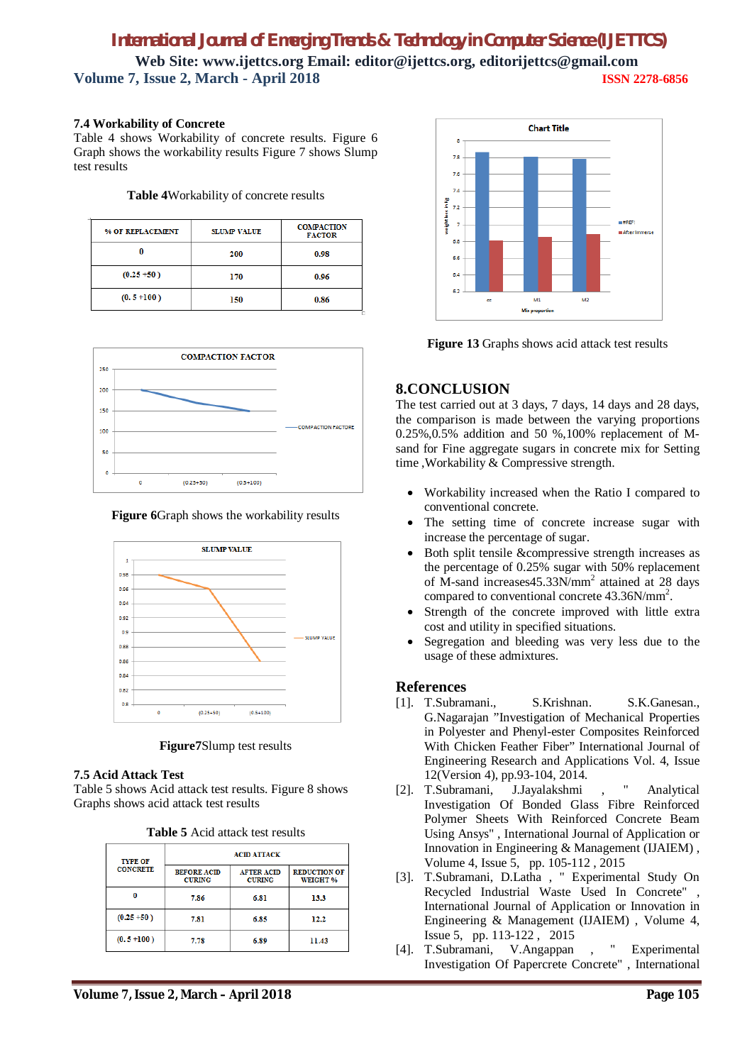### 7.4 Workability of Concrete

Table 4 shows Workability of concrete results. Figure 6 Graph shows the workability results Figure 7 shows Slump test results

**Table 4**Workability of concrete results

| % OF REPLACEMENT | SLUMP VALUE | COMPACTION FACTOR |
|---|---|---|
| 0 | 200 | 0.98 |
| (0.25 +50 ) | 170 | 0.96 |
| (0. 5 +100 ) | 150 | 0.86 |

**Figure 6**Graph shows the workability results

**Figure7**Slump test results

### 7.5 Acid Attack Test

Table 5 shows Acid attack test results. Figure 8 shows Graphs shows acid attack test results

**Table 5** Acid attack test results

| TYPE OF CONCRETE | ACID ATTACK | | |
|---|---|---|---|
| | BEFORE ACID CURING | AFTER ACID CURING | REDUCTION OF WEIGHT % |
| 0 | 7.86 | 6.81 | 13.3 |
| (0.25 +50 ) | 7.81 | 6.85 | 12.2 |
| (0. 5 +100 ) | 7.78 | 6.89 | 11.43 |

**Figure 13** Graphs shows acid attack test results

## 8.CONCLUSION

The test carried out at 3 days, 7 days, 14 days and 28 days, the comparison is made between the varying proportions 0.25%,0.5% addition and 50 %,100% replacement of M-sand for Fine aggregate sugars in concrete mix for Setting time ,Workability & Compressive strength.

- Workability increased when the Ratio I compared to conventional concrete.
- The setting time of concrete increase sugar with increase the percentage of sugar.
- Both split tensile &compressive strength increases as the percentage of 0.25% sugar with 50% replacement of M-sand increases45.33N/mm$^2$ attained at 28 days compared to conventional concrete 43.36N/mm$^2$.
- Strength of the concrete improved with little extra cost and utility in specified situations.
- Segregation and bleeding was very less due to the usage of these admixtures.

## References

[1]. T.Subramani., S.Krishnan. S.K.Ganesan., G.Nagarajan ”Investigation of Mechanical Properties in Polyester and Phenyl-ester Composites Reinforced With Chicken Feather Fiber” International Journal of Engineering Research and Applications Vol. 4, Issue 12(Version 4), pp.93-104, 2014.

[2]. T.Subramani, J.Jayalakshmi , " Analytical Investigation Of Bonded Glass Fibre Reinforced Polymer Sheets With Reinforced Concrete Beam Using Ansys" , International Journal of Application or Innovation in Engineering & Management (IJAIEM) , Volume 4, Issue 5, pp. 105-112 , 2015

[3]. T.Subramani, D.Latha , " Experimental Study On Recycled Industrial Waste Used In Concrete" , International Journal of Application or Innovation in Engineering & Management (IJAIEM) , Volume 4, Issue 5, pp. 113-122 , 2015

[4]. T.Subramani, V.Angappan , " Experimental Investigation Of Papercrete Concrete" , International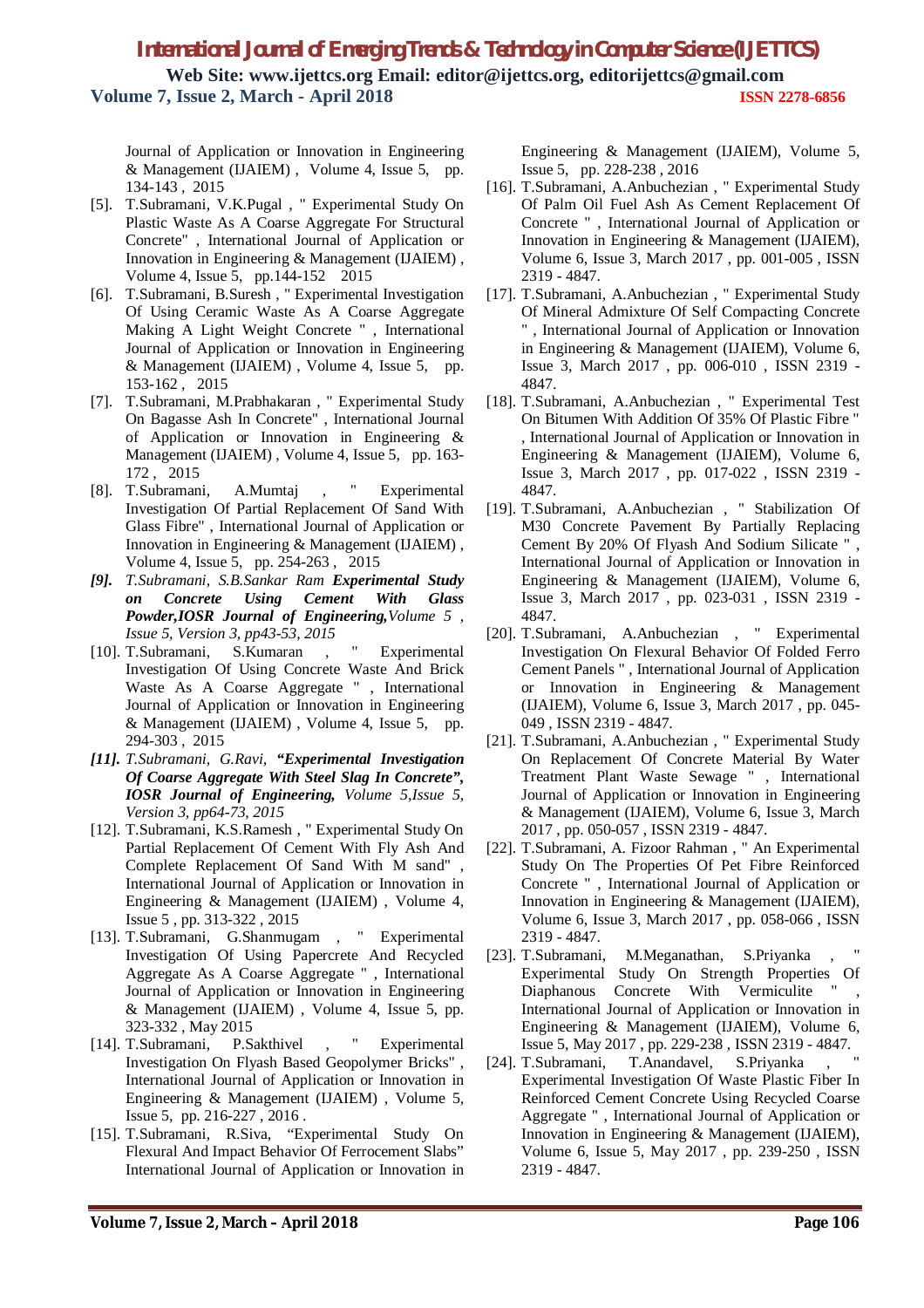Journal of Application or Innovation in Engineering & Management (IJAIEM) , Volume 4, Issue 5, pp. 134-143 , 2015

[5]. T.Subramani, V.K.Pugal , " Experimental Study On Plastic Waste As A Coarse Aggregate For Structural Concrete" , International Journal of Application or Innovation in Engineering & Management (IJAIEM) , Volume 4, Issue 5, pp.144-152 2015

[6]. T.Subramani, B.Suresh , " Experimental Investigation Of Using Ceramic Waste As A Coarse Aggregate Making A Light Weight Concrete " , International Journal of Application or Innovation in Engineering & Management (IJAIEM) , Volume 4, Issue 5, pp. 153-162 , 2015

[7]. T.Subramani, M.Prabhakaran , " Experimental Study On Bagasse Ash In Concrete" , International Journal of Application or Innovation in Engineering & Management (IJAIEM) , Volume 4, Issue 5, pp. 163-172 , 2015

[8]. T.Subramani, A.Mumtaj , " Experimental Investigation Of Partial Replacement Of Sand With Glass Fibre" , International Journal of Application or Innovation in Engineering & Management (IJAIEM) , Volume 4, Issue 5, pp. 254-263 , 2015

*[9]. T.Subramani, S.B.Sankar Ram* ***Experimental Study on Concrete Using Cement With Glass Powder,IOSR Journal of Engineering,****Volume 5 , Issue 5, Version 3, pp43-53, 2015*

[10]. T.Subramani, S.Kumaran , " Experimental Investigation Of Using Concrete Waste And Brick Waste As A Coarse Aggregate " , International Journal of Application or Innovation in Engineering & Management (IJAIEM) , Volume 4, Issue 5, pp. 294-303 , 2015

*[11]. T.Subramani, G.Ravi,* ***"Experimental Investigation Of Coarse Aggregate With Steel Slag In Concrete", IOSR Journal of Engineering,*** *Volume 5,Issue 5, Version 3, pp64-73, 2015*

[12]. T.Subramani, K.S.Ramesh , " Experimental Study On Partial Replacement Of Cement With Fly Ash And Complete Replacement Of Sand With M sand" , International Journal of Application or Innovation in Engineering & Management (IJAIEM) , Volume 4, Issue 5 , pp. 313-322 , 2015

[13]. T.Subramani, G.Shanmugam , " Experimental Investigation Of Using Papercrete And Recycled Aggregate As A Coarse Aggregate " , International Journal of Application or Innovation in Engineering & Management (IJAIEM) , Volume 4, Issue 5, pp. 323-332 , May 2015

[14]. T.Subramani, P.Sakthivel , " Experimental Investigation On Flyash Based Geopolymer Bricks" , International Journal of Application or Innovation in Engineering & Management (IJAIEM) , Volume 5, Issue 5, pp. 216-227 , 2016 .

[15]. T.Subramani, R.Siva, "Experimental Study On Flexural And Impact Behavior Of Ferrocement Slabs" International Journal of Application or Innovation in Engineering & Management (IJAIEM), Volume 5, Issue 5, pp. 228-238 , 2016

[16]. T.Subramani, A.Anbuchezian , " Experimental Study Of Palm Oil Fuel Ash As Cement Replacement Of Concrete " , International Journal of Application or Innovation in Engineering & Management (IJAIEM), Volume 6, Issue 3, March 2017 , pp. 001-005 , ISSN 2319 - 4847.

[17]. T.Subramani, A.Anbuchezian , " Experimental Study Of Mineral Admixture Of Self Compacting Concrete " , International Journal of Application or Innovation in Engineering & Management (IJAIEM), Volume 6, Issue 3, March 2017 , pp. 006-010 , ISSN 2319 - 4847.

[18]. T.Subramani, A.Anbuchezian , " Experimental Test On Bitumen With Addition Of 35% Of Plastic Fibre " , International Journal of Application or Innovation in Engineering & Management (IJAIEM), Volume 6, Issue 3, March 2017 , pp. 017-022 , ISSN 2319 - 4847.

[19]. T.Subramani, A.Anbuchezian , " Stabilization Of M30 Concrete Pavement By Partially Replacing Cement By 20% Of Flyash And Sodium Silicate " , International Journal of Application or Innovation in Engineering & Management (IJAIEM), Volume 6, Issue 3, March 2017 , pp. 023-031 , ISSN 2319 - 4847.

[20]. T.Subramani, A.Anbuchezian , " Experimental Investigation On Flexural Behavior Of Folded Ferro Cement Panels " , International Journal of Application or Innovation in Engineering & Management (IJAIEM), Volume 6, Issue 3, March 2017 , pp. 045-049 , ISSN 2319 - 4847.

[21]. T.Subramani, A.Anbuchezian , " Experimental Study On Replacement Of Concrete Material By Water Treatment Plant Waste Sewage " , International Journal of Application or Innovation in Engineering & Management (IJAIEM), Volume 6, Issue 3, March 2017 , pp. 050-057 , ISSN 2319 - 4847.

[22]. T.Subramani, A. Fizoor Rahman , " An Experimental Study On The Properties Of Pet Fibre Reinforced Concrete " , International Journal of Application or Innovation in Engineering & Management (IJAIEM), Volume 6, Issue 3, March 2017 , pp. 058-066 , ISSN 2319 - 4847.

[23]. T.Subramani, M.Meganathan, S.Priyanka , " Experimental Study On Strength Properties Of Diaphanous Concrete With Vermiculite " , International Journal of Application or Innovation in Engineering & Management (IJAIEM), Volume 6, Issue 5, May 2017 , pp. 229-238 , ISSN 2319 - 4847.

[24]. T.Subramani, T.Anandavel, S.Priyanka , " Experimental Investigation Of Waste Plastic Fiber In Reinforced Cement Concrete Using Recycled Coarse Aggregate " , International Journal of Application or Innovation in Engineering & Management (IJAIEM), Volume 6, Issue 5, May 2017 , pp. 239-250 , ISSN 2319 - 4847.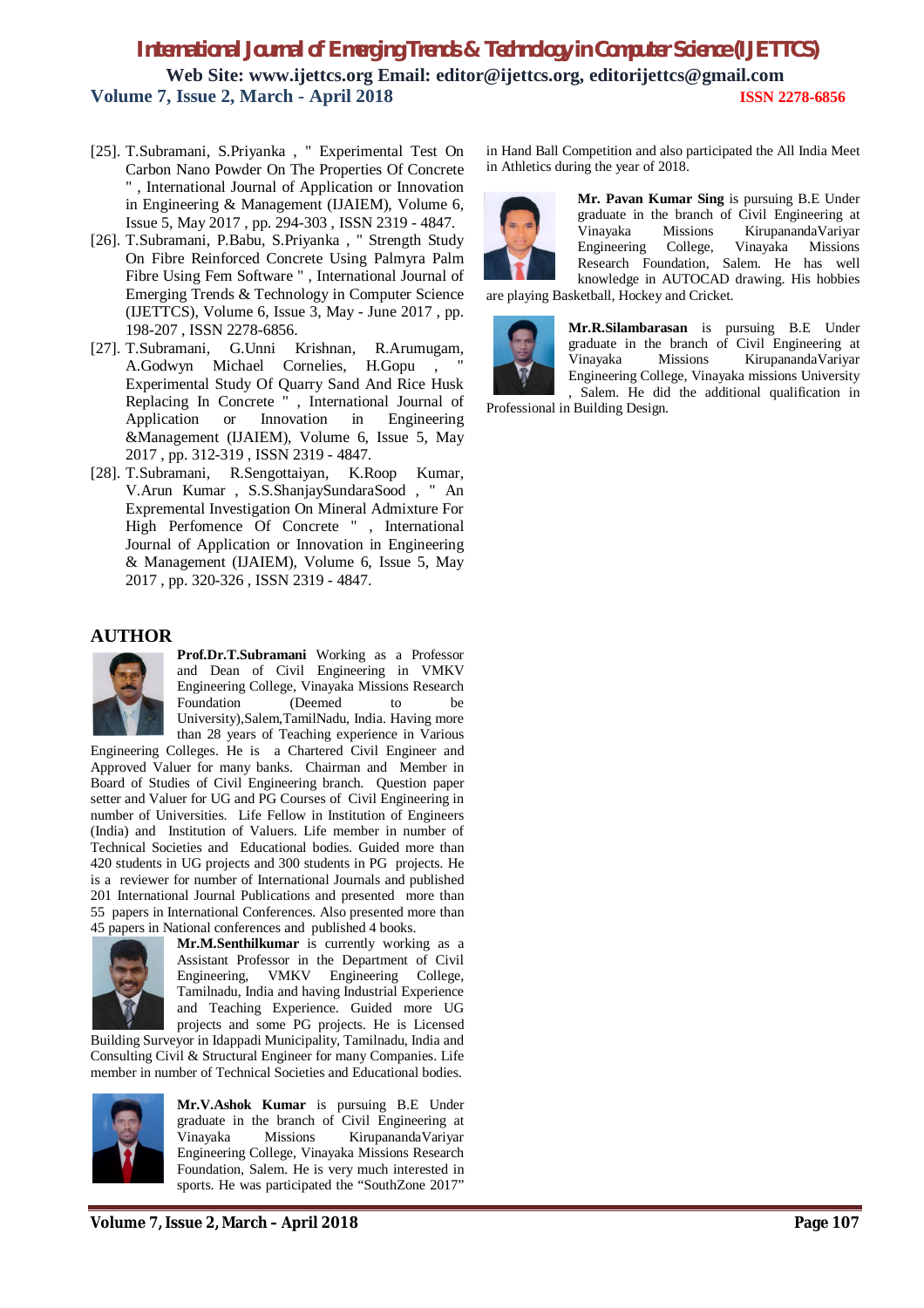[25]. T.Subramani, S.Priyanka , " Experimental Test On Carbon Nano Powder On The Properties Of Concrete " , International Journal of Application or Innovation in Engineering & Management (IJAIEM), Volume 6, Issue 5, May 2017 , pp. 294-303 , ISSN 2319 - 4847.

[26]. T.Subramani, P.Babu, S.Priyanka , " Strength Study On Fibre Reinforced Concrete Using Palmyra Palm Fibre Using Fem Software " , International Journal of Emerging Trends & Technology in Computer Science (IJETTCS), Volume 6, Issue 3, May - June 2017 , pp. 198-207 , ISSN 2278-6856.

[27]. T.Subramani, G.Unni Krishnan, R.Arumugam, A.Godwyn Michael Cornelies, H.Gopu , " Experimental Study Of Quarry Sand And Rice Husk Replacing In Concrete " , International Journal of Application or Innovation in Engineering &Management (IJAIEM), Volume 6, Issue 5, May 2017 , pp. 312-319 , ISSN 2319 - 4847.

[28]. T.Subramani, R.Sengottaiyan, K.Roop Kumar, V.Arun Kumar , S.S.ShanjaySundaraSood , " An Expremental Investigation On Mineral Admixture For High Perfomence Of Concrete " , International Journal of Application or Innovation in Engineering & Management (IJAIEM), Volume 6, Issue 5, May 2017 , pp. 320-326 , ISSN 2319 - 4847.

## AUTHOR

**Prof.Dr.T.Subramani** Working as a Professor and Dean of Civil Engineering in VMKV Engineering College, Vinayaka Missions Research Foundation (Deemed to be University),Salem,TamilNadu, India. Having more than 28 years of Teaching experience in Various Engineering Colleges. He is a Chartered Civil Engineer and Approved Valuer for many banks. Chairman and Member in Board of Studies of Civil Engineering branch. Question paper setter and Valuer for UG and PG Courses of Civil Engineering in number of Universities. Life Fellow in Institution of Engineers (India) and Institution of Valuers. Life member in number of Technical Societies and Educational bodies. Guided more than 420 students in UG projects and 300 students in PG projects. He is a reviewer for number of International Journals and published 201 International Journal Publications and presented more than 55 papers in International Conferences. Also presented more than 45 papers in National conferences and published 4 books.

**Mr.M.Senthilkumar** is currently working as a Assistant Professor in the Department of Civil Engineering, VMKV Engineering College, Tamilnadu, India and having Industrial Experience and Teaching Experience. Guided more UG projects and some PG projects. He is Licensed Building Surveyor in Idappadi Municipality, Tamilnadu, India and Consulting Civil & Structural Engineer for many Companies. Life member in number of Technical Societies and Educational bodies.

**Mr.V.Ashok Kumar** is pursuing B.E Under graduate in the branch of Civil Engineering at Vinayaka Missions KirupanandaVariyar Engineering College, Vinayaka Missions Research Foundation, Salem. He is very much interested in sports. He was participated the "SouthZone 2017" in Hand Ball Competition and also participated the All India Meet in Athletics during the year of 2018.

**Mr. Pavan Kumar Sing** is pursuing B.E Under graduate in the branch of Civil Engineering at Vinayaka Missions KirupanandaVariyar Engineering College, Vinayaka Missions Research Foundation, Salem. He has well knowledge in AUTOCAD drawing. His hobbies are playing Basketball, Hockey and Cricket.

**Mr.R.Silambarasan** is pursuing B.E Under graduate in the branch of Civil Engineering at Vinayaka Missions KirupanandaVariyar Engineering College, Vinayaka missions University , Salem. He did the additional qualification in Professional in Building Design.